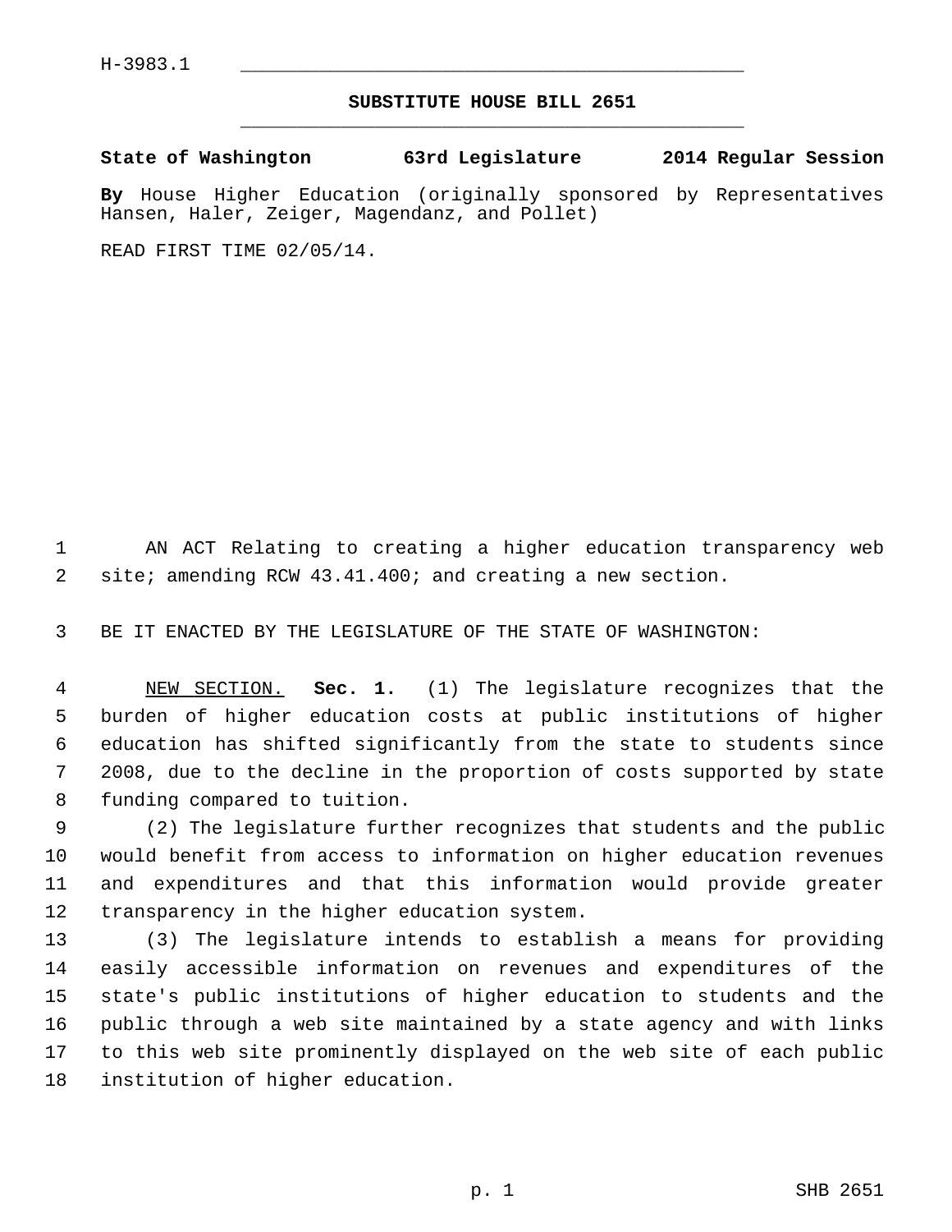H-3983.1

## SUBSTITUTE HOUSE BILL 2651

**State of Washington 63rd Legislature 2014 Regular Session**

**By** House Higher Education (originally sponsored by Representatives Hansen, Haler, Zeiger, Magendanz, and Pollet)

READ FIRST TIME 02/05/14.

AN ACT Relating to creating a higher education transparency web site; amending RCW 43.41.400; and creating a new section.

BE IT ENACTED BY THE LEGISLATURE OF THE STATE OF WASHINGTON:

NEW SECTION. **Sec. 1.** (1) The legislature recognizes that the burden of higher education costs at public institutions of higher education has shifted significantly from the state to students since 2008, due to the decline in the proportion of costs supported by state funding compared to tuition.

(2) The legislature further recognizes that students and the public would benefit from access to information on higher education revenues and expenditures and that this information would provide greater transparency in the higher education system.

(3) The legislature intends to establish a means for providing easily accessible information on revenues and expenditures of the state's public institutions of higher education to students and the public through a web site maintained by a state agency and with links to this web site prominently displayed on the web site of each public institution of higher education.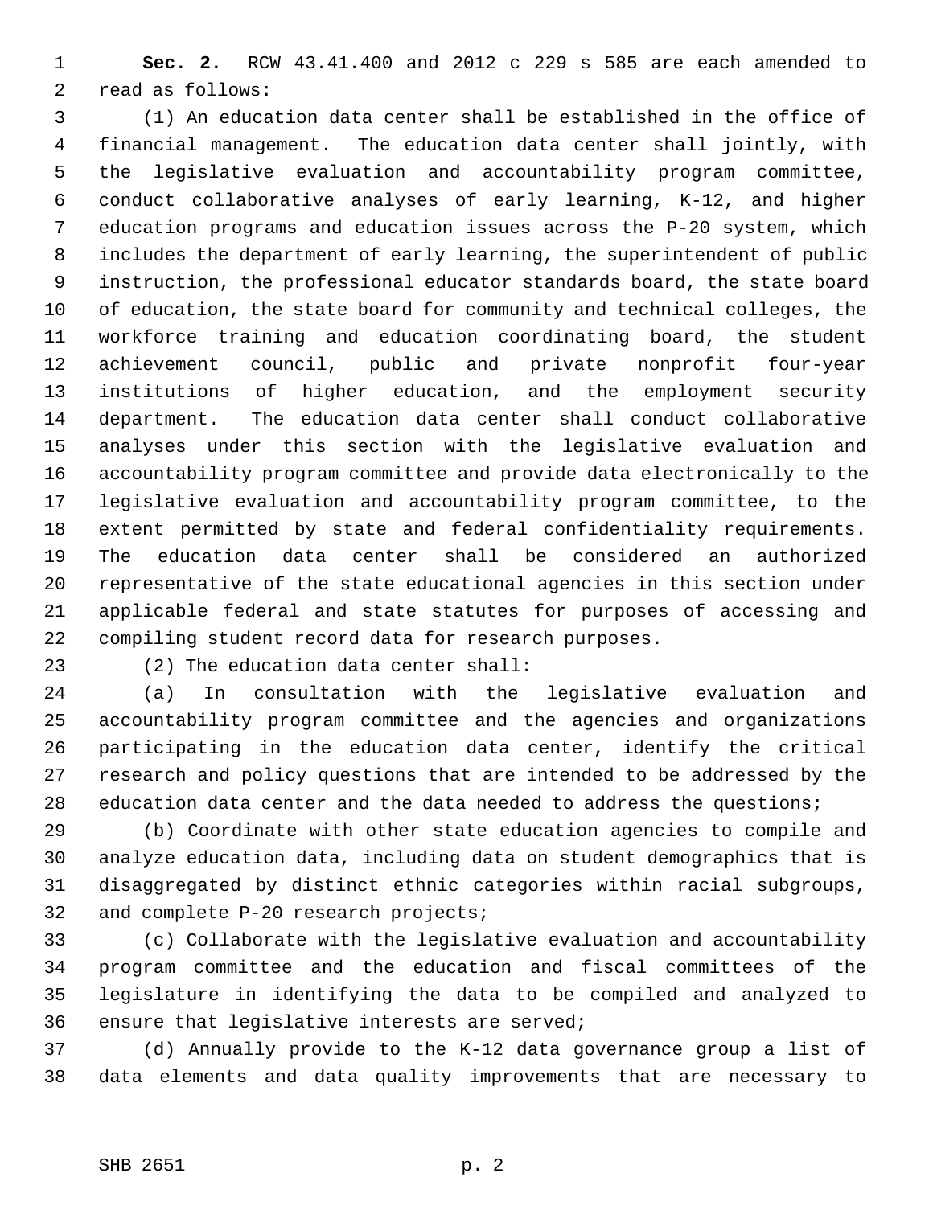**Sec. 2.** RCW 43.41.400 and 2012 c 229 s 585 are each amended to read as follows:

(1) An education data center shall be established in the office of financial management. The education data center shall jointly, with the legislative evaluation and accountability program committee, conduct collaborative analyses of early learning, K-12, and higher education programs and education issues across the P-20 system, which includes the department of early learning, the superintendent of public instruction, the professional educator standards board, the state board of education, the state board for community and technical colleges, the workforce training and education coordinating board, the student achievement council, public and private nonprofit four-year institutions of higher education, and the employment security department. The education data center shall conduct collaborative analyses under this section with the legislative evaluation and accountability program committee and provide data electronically to the legislative evaluation and accountability program committee, to the extent permitted by state and federal confidentiality requirements. The education data center shall be considered an authorized representative of the state educational agencies in this section under applicable federal and state statutes for purposes of accessing and compiling student record data for research purposes.

(2) The education data center shall:

(a) In consultation with the legislative evaluation and accountability program committee and the agencies and organizations participating in the education data center, identify the critical research and policy questions that are intended to be addressed by the education data center and the data needed to address the questions;

(b) Coordinate with other state education agencies to compile and analyze education data, including data on student demographics that is disaggregated by distinct ethnic categories within racial subgroups, and complete P-20 research projects;

(c) Collaborate with the legislative evaluation and accountability program committee and the education and fiscal committees of the legislature in identifying the data to be compiled and analyzed to ensure that legislative interests are served;

(d) Annually provide to the K-12 data governance group a list of data elements and data quality improvements that are necessary to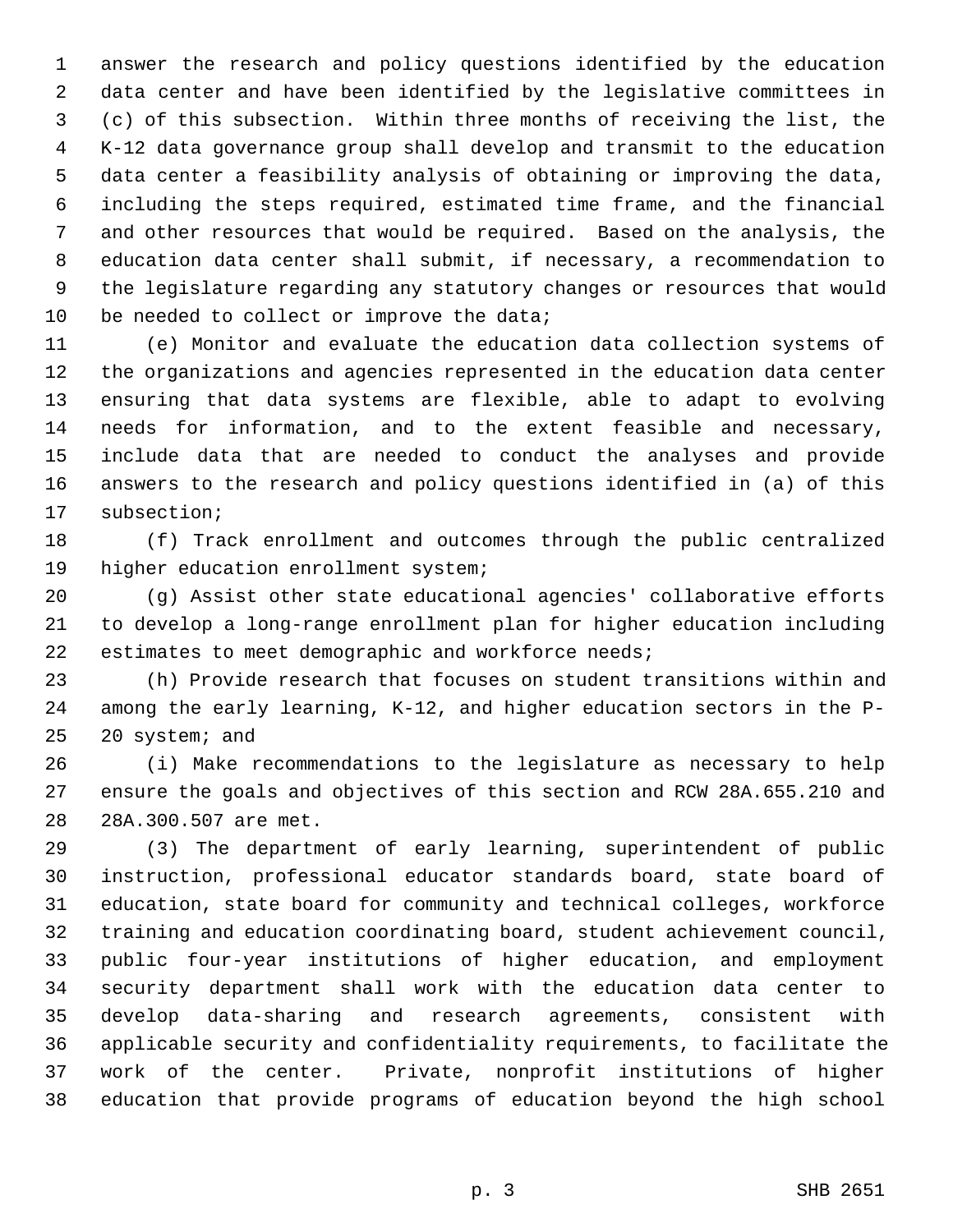answer the research and policy questions identified by the education data center and have been identified by the legislative committees in (c) of this subsection. Within three months of receiving the list, the K-12 data governance group shall develop and transmit to the education data center a feasibility analysis of obtaining or improving the data, including the steps required, estimated time frame, and the financial and other resources that would be required. Based on the analysis, the education data center shall submit, if necessary, a recommendation to the legislature regarding any statutory changes or resources that would be needed to collect or improve the data;

(e) Monitor and evaluate the education data collection systems of the organizations and agencies represented in the education data center ensuring that data systems are flexible, able to adapt to evolving needs for information, and to the extent feasible and necessary, include data that are needed to conduct the analyses and provide answers to the research and policy questions identified in (a) of this subsection;

(f) Track enrollment and outcomes through the public centralized higher education enrollment system;

(g) Assist other state educational agencies' collaborative efforts to develop a long-range enrollment plan for higher education including estimates to meet demographic and workforce needs;

(h) Provide research that focuses on student transitions within and among the early learning, K-12, and higher education sectors in the P-20 system; and

(i) Make recommendations to the legislature as necessary to help ensure the goals and objectives of this section and RCW 28A.655.210 and 28A.300.507 are met.

(3) The department of early learning, superintendent of public instruction, professional educator standards board, state board of education, state board for community and technical colleges, workforce training and education coordinating board, student achievement council, public four-year institutions of higher education, and employment security department shall work with the education data center to develop data-sharing and research agreements, consistent with applicable security and confidentiality requirements, to facilitate the work of the center. Private, nonprofit institutions of higher education that provide programs of education beyond the high school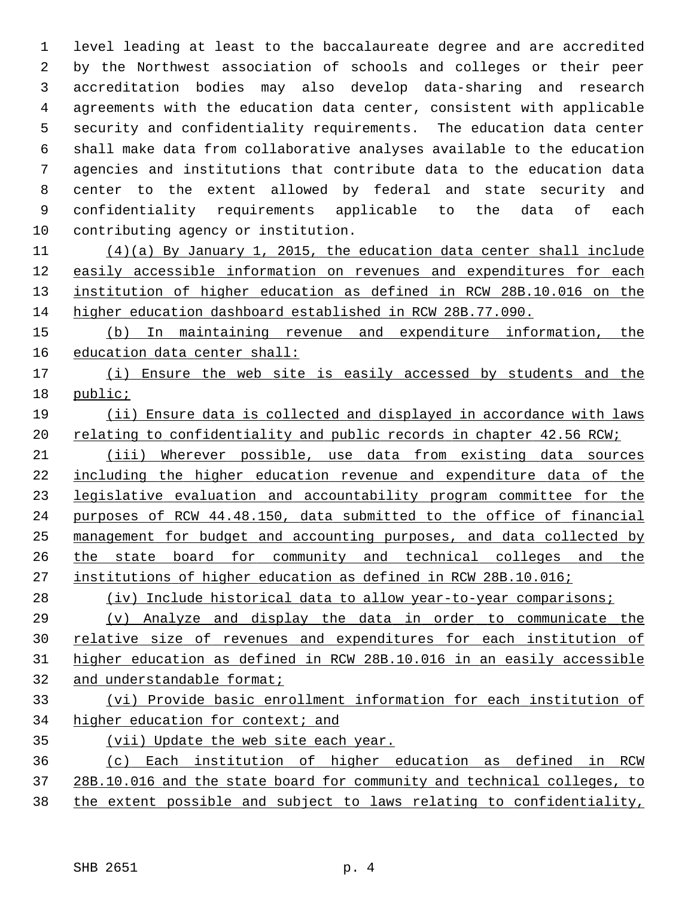level leading at least to the baccalaureate degree and are accredited by the Northwest association of schools and colleges or their peer accreditation bodies may also develop data-sharing and research agreements with the education data center, consistent with applicable security and confidentiality requirements. The education data center shall make data from collaborative analyses available to the education agencies and institutions that contribute data to the education data center to the extent allowed by federal and state security and confidentiality requirements applicable to the data of each contributing agency or institution.

(4)(a) By January 1, 2015, the education data center shall include easily accessible information on revenues and expenditures for each institution of higher education as defined in RCW 28B.10.016 on the higher education dashboard established in RCW 28B.77.090.

(b) In maintaining revenue and expenditure information, the education data center shall:

(i) Ensure the web site is easily accessed by students and the public;

(ii) Ensure data is collected and displayed in accordance with laws relating to confidentiality and public records in chapter 42.56 RCW;

(iii) Wherever possible, use data from existing data sources including the higher education revenue and expenditure data of the legislative evaluation and accountability program committee for the purposes of RCW 44.48.150, data submitted to the office of financial management for budget and accounting purposes, and data collected by the state board for community and technical colleges and the institutions of higher education as defined in RCW 28B.10.016;

(iv) Include historical data to allow year-to-year comparisons;

(v) Analyze and display the data in order to communicate the relative size of revenues and expenditures for each institution of higher education as defined in RCW 28B.10.016 in an easily accessible and understandable format;

(vi) Provide basic enrollment information for each institution of higher education for context; and

(vii) Update the web site each year.

(c) Each institution of higher education as defined in RCW 28B.10.016 and the state board for community and technical colleges, to the extent possible and subject to laws relating to confidentiality,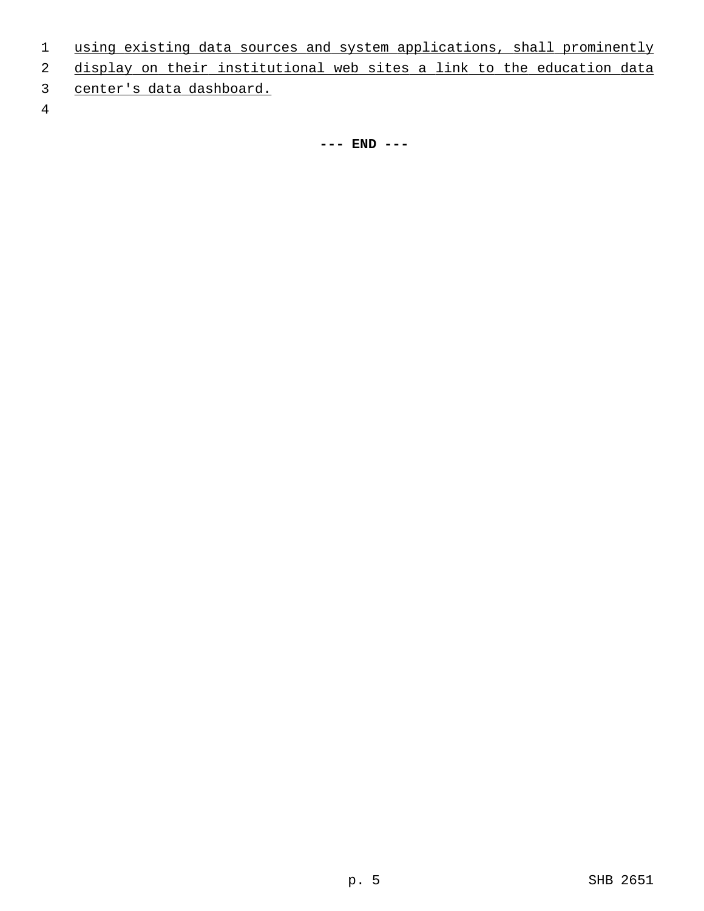using existing data sources and system applications, shall prominently display on their institutional web sites a link to the education data center's data dashboard.

--- END ---